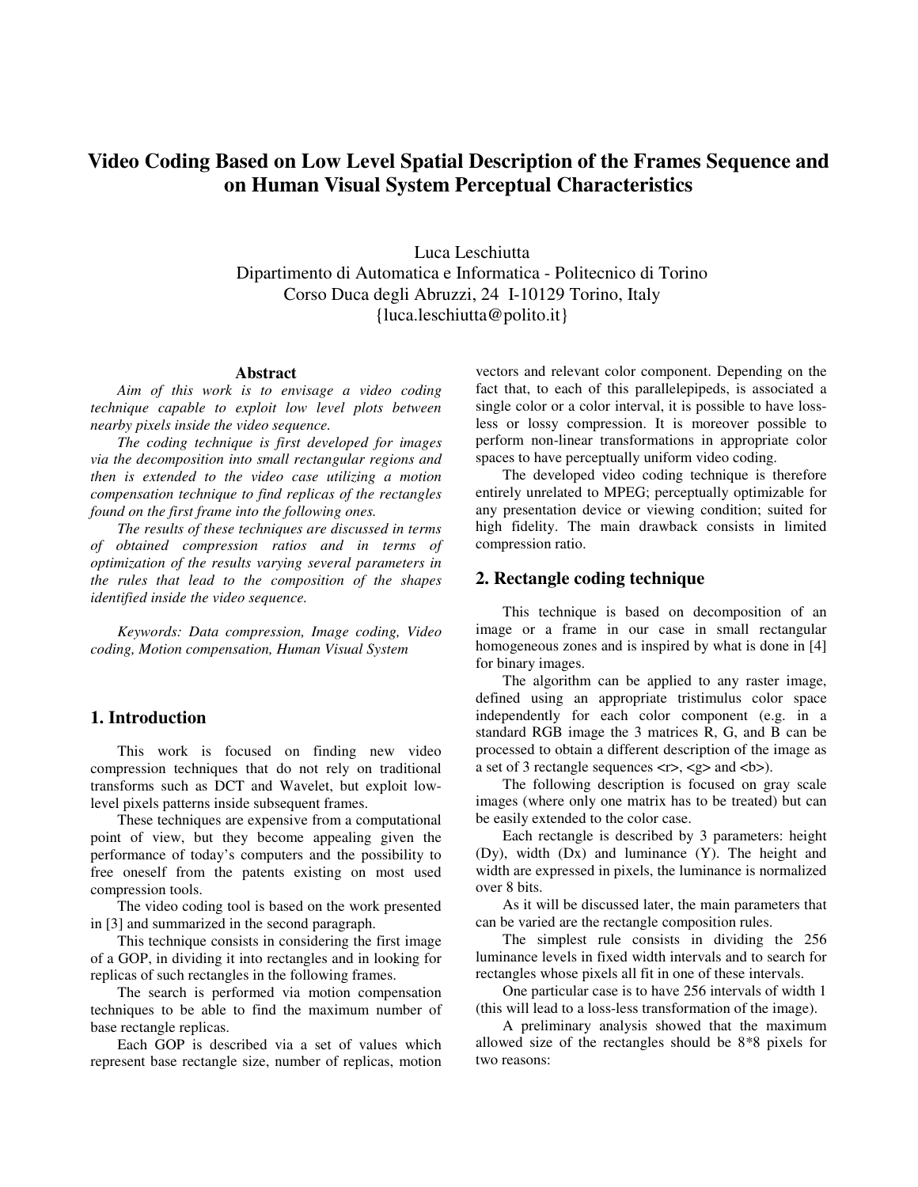# Video Coding Based on Low Level Spatial Description of the Frames Sequence and on Human Visual System Perceptual Characteristics

Luca Leschiutta
Dipartimento di Automatica e Informatica - Politecnico di Torino
Corso Duca degli Abruzzi, 24 I-10129 Torino, Italy
{luca.leschiutta@polito.it}

## Abstract

*Aim of this work is to envisage a video coding technique capable to exploit low level plots between nearby pixels inside the video sequence.*

*The coding technique is first developed for images via the decomposition into small rectangular regions and then is extended to the video case utilizing a motion compensation technique to find replicas of the rectangles found on the first frame into the following ones.*

*The results of these techniques are discussed in terms of obtained compression ratios and in terms of optimization of the results varying several parameters in the rules that lead to the composition of the shapes identified inside the video sequence.*

*Keywords: Data compression, Image coding, Video coding, Motion compensation, Human Visual System*

## 1. Introduction

This work is focused on finding new video compression techniques that do not rely on traditional transforms such as DCT and Wavelet, but exploit low-level pixels patterns inside subsequent frames.

These techniques are expensive from a computational point of view, but they become appealing given the performance of today's computers and the possibility to free oneself from the patents existing on most used compression tools.

The video coding tool is based on the work presented in [3] and summarized in the second paragraph.

This technique consists in considering the first image of a GOP, in dividing it into rectangles and in looking for replicas of such rectangles in the following frames.

The search is performed via motion compensation techniques to be able to find the maximum number of base rectangle replicas.

Each GOP is described via a set of values which represent base rectangle size, number of replicas, motion vectors and relevant color component. Depending on the fact that, to each of this parallelepipeds, is associated a single color or a color interval, it is possible to have loss-less or lossy compression. It is moreover possible to perform non-linear transformations in appropriate color spaces to have perceptually uniform video coding.

The developed video coding technique is therefore entirely unrelated to MPEG; perceptually optimizable for any presentation device or viewing condition; suited for high fidelity. The main drawback consists in limited compression ratio.

## 2. Rectangle coding technique

This technique is based on decomposition of an image or a frame in our case in small rectangular homogeneous zones and is inspired by what is done in [4] for binary images.

The algorithm can be applied to any raster image, defined using an appropriate tristimulus color space independently for each color component (e.g. in a standard RGB image the 3 matrices R, G, and B can be processed to obtain a different description of the image as a set of 3 rectangle sequences <r>, <g> and <b>).

The following description is focused on gray scale images (where only one matrix has to be treated) but can be easily extended to the color case.

Each rectangle is described by 3 parameters: height (Dy), width (Dx) and luminance (Y). The height and width are expressed in pixels, the luminance is normalized over 8 bits.

As it will be discussed later, the main parameters that can be varied are the rectangle composition rules.

The simplest rule consists in dividing the 256 luminance levels in fixed width intervals and to search for rectangles whose pixels all fit in one of these intervals.

One particular case is to have 256 intervals of width 1 (this will lead to a loss-less transformation of the image).

A preliminary analysis showed that the maximum allowed size of the rectangles should be 8*8 pixels for two reasons: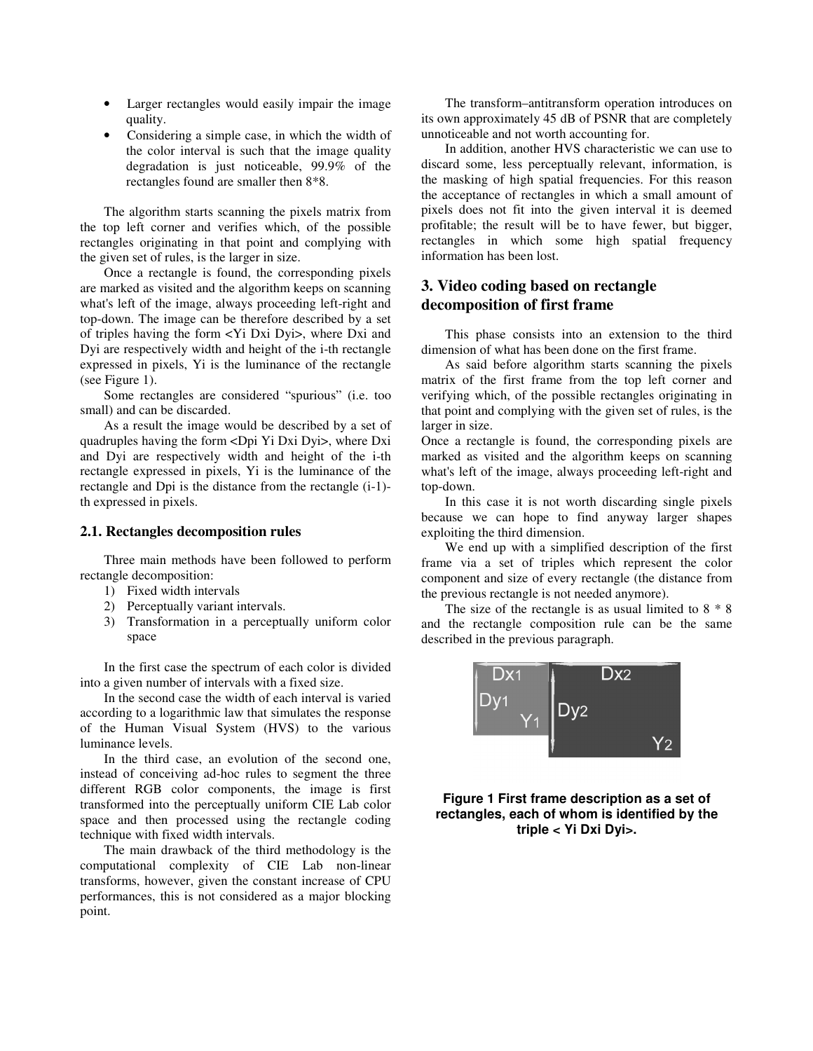- Larger rectangles would easily impair the image quality.
- Considering a simple case, in which the width of the color interval is such that the image quality degradation is just noticeable, 99.9% of the rectangles found are smaller then 8*8.

The algorithm starts scanning the pixels matrix from the top left corner and verifies which, of the possible rectangles originating in that point and complying with the given set of rules, is the larger in size.

Once a rectangle is found, the corresponding pixels are marked as visited and the algorithm keeps on scanning what's left of the image, always proceeding left-right and top-down. The image can be therefore described by a set of triples having the form <Yi Dxi Dyi>, where Dxi and Dyi are respectively width and height of the i-th rectangle expressed in pixels, Yi is the luminance of the rectangle (see Figure 1).

Some rectangles are considered "spurious" (i.e. too small) and can be discarded.

As a result the image would be described by a set of quadruples having the form <Dpi Yi Dxi Dyi>, where Dxi and Dyi are respectively width and height of the i-th rectangle expressed in pixels, Yi is the luminance of the rectangle and Dpi is the distance from the rectangle (i-1)-th expressed in pixels.

### 2.1. Rectangles decomposition rules

Three main methods have been followed to perform rectangle decomposition:

1) Fixed width intervals
2) Perceptually variant intervals.
3) Transformation in a perceptually uniform color space

In the first case the spectrum of each color is divided into a given number of intervals with a fixed size.

In the second case the width of each interval is varied according to a logarithmic law that simulates the response of the Human Visual System (HVS) to the various luminance levels.

In the third case, an evolution of the second one, instead of conceiving ad-hoc rules to segment the three different RGB color components, the image is first transformed into the perceptually uniform CIE Lab color space and then processed using the rectangle coding technique with fixed width intervals.

The main drawback of the third methodology is the computational complexity of CIE Lab non-linear transforms, however, given the constant increase of CPU performances, this is not considered as a major blocking point.

The transform–antitransform operation introduces on its own approximately 45 dB of PSNR that are completely unnoticeable and not worth accounting for.

In addition, another HVS characteristic we can use to discard some, less perceptually relevant, information, is the masking of high spatial frequencies. For this reason the acceptance of rectangles in which a small amount of pixels does not fit into the given interval it is deemed profitable; the result will be to have fewer, but bigger, rectangles in which some high spatial frequency information has been lost.

## 3. Video coding based on rectangle decomposition of first frame

This phase consists into an extension to the third dimension of what has been done on the first frame.

As said before algorithm starts scanning the pixels matrix of the first frame from the top left corner and verifying which, of the possible rectangles originating in that point and complying with the given set of rules, is the larger in size.

Once a rectangle is found, the corresponding pixels are marked as visited and the algorithm keeps on scanning what's left of the image, always proceeding left-right and top-down.

In this case it is not worth discarding single pixels because we can hope to find anyway larger shapes exploiting the third dimension.

We end up with a simplified description of the first frame via a set of triples which represent the color component and size of every rectangle (the distance from the previous rectangle is not needed anymore).

The size of the rectangle is as usual limited to 8 * 8 and the rectangle composition rule can be the same described in the previous paragraph.

**Figure 1 First frame description as a set of rectangles, each of whom is identified by the triple < Yi Dxi Dyi>.**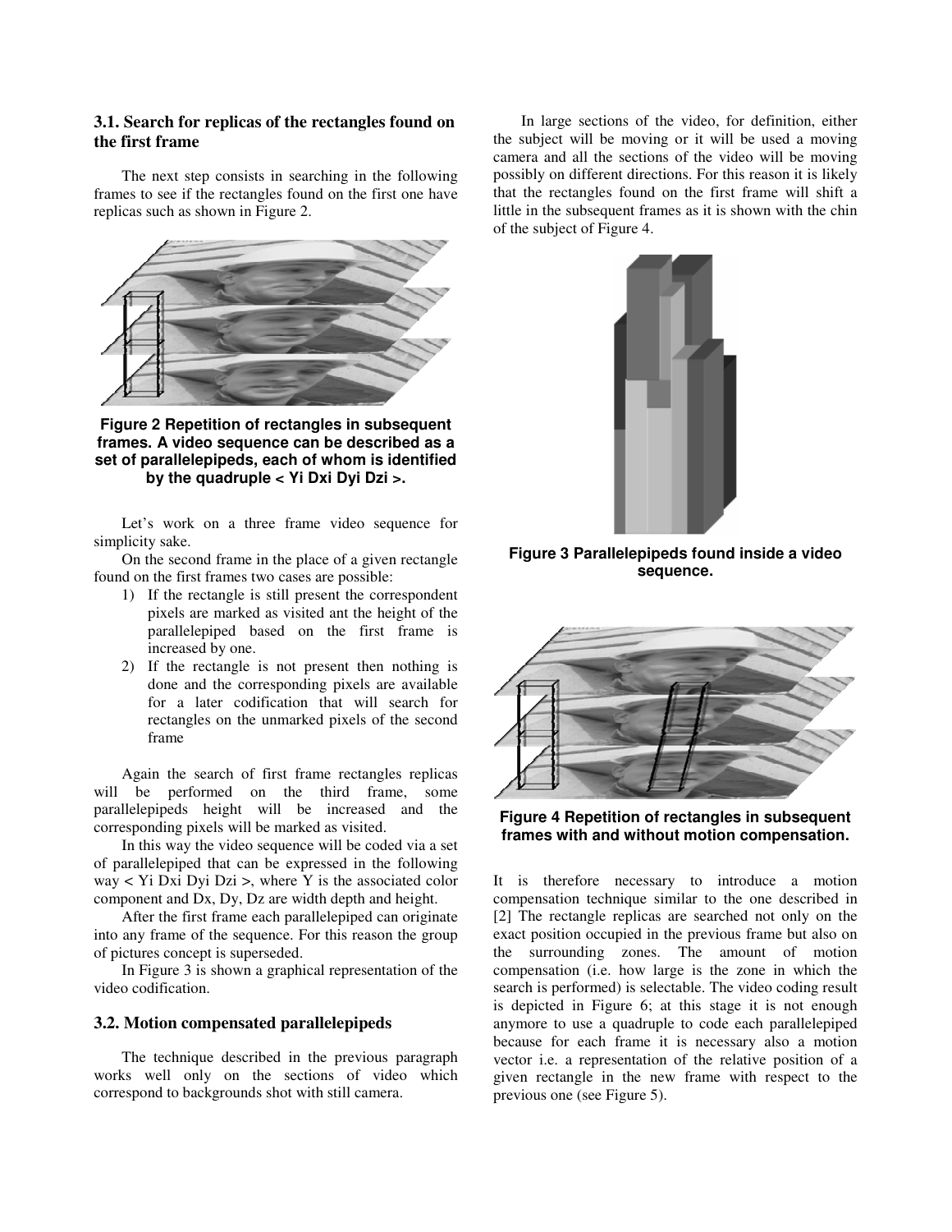### 3.1. Search for replicas of the rectangles found on the first frame

The next step consists in searching in the following frames to see if the rectangles found on the first one have replicas such as shown in Figure 2.

**Figure 2 Repetition of rectangles in subsequent frames. A video sequence can be described as a set of parallelepipeds, each of whom is identified by the quadruple < Yi Dxi Dyi Dzi >.**

Let's work on a three frame video sequence for simplicity sake.

On the second frame in the place of a given rectangle found on the first frames two cases are possible:

1) If the rectangle is still present the correspondent pixels are marked as visited ant the height of the parallelepiped based on the first frame is increased by one.
2) If the rectangle is not present then nothing is done and the corresponding pixels are available for a later codification that will search for rectangles on the unmarked pixels of the second frame

Again the search of first frame rectangles replicas will be performed on the third frame, some parallelepipeds height will be increased and the corresponding pixels will be marked as visited.

In this way the video sequence will be coded via a set of parallelepiped that can be expressed in the following way < Yi Dxi Dyi Dzi >, where Y is the associated color component and Dx, Dy, Dz are width depth and height.

After the first frame each parallelepiped can originate into any frame of the sequence. For this reason the group of pictures concept is superseded.

In Figure 3 is shown a graphical representation of the video codification.

### 3.2. Motion compensated parallelepipeds

The technique described in the previous paragraph works well only on the sections of video which correspond to backgrounds shot with still camera.

In large sections of the video, for definition, either the subject will be moving or it will be used a moving camera and all the sections of the video will be moving possibly on different directions. For this reason it is likely that the rectangles found on the first frame will shift a little in the subsequent frames as it is shown with the chin of the subject of Figure 4.

**Figure 3 Parallelepipeds found inside a video sequence.**

**Figure 4 Repetition of rectangles in subsequent frames with and without motion compensation.**

It is therefore necessary to introduce a motion compensation technique similar to the one described in [2] The rectangle replicas are searched not only on the exact position occupied in the previous frame but also on the surrounding zones. The amount of motion compensation (i.e. how large is the zone in which the search is performed) is selectable. The video coding result is depicted in Figure 6; at this stage it is not enough anymore to use a quadruple to code each parallelepiped because for each frame it is necessary also a motion vector i.e. a representation of the relative position of a given rectangle in the new frame with respect to the previous one (see Figure 5).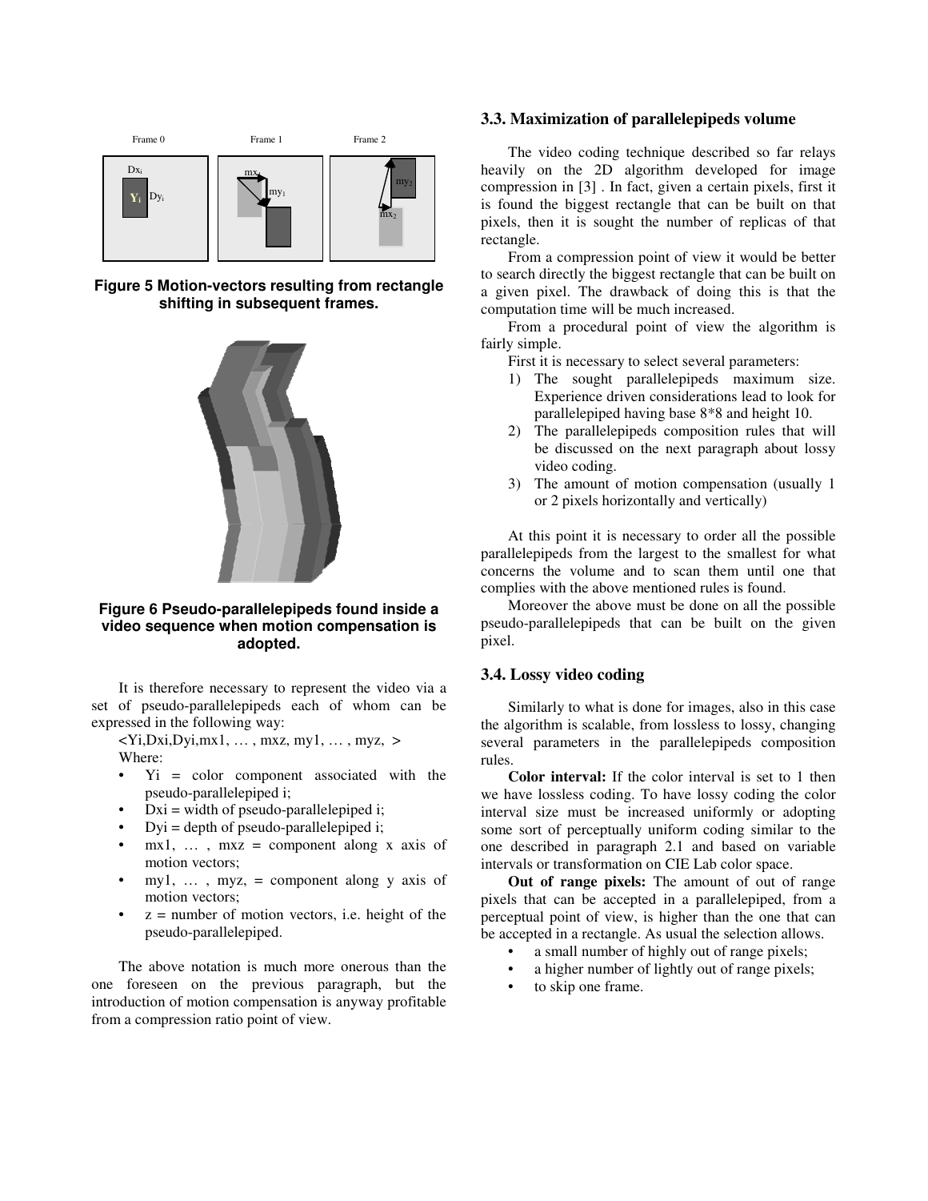Figure 5 Motion-vectors resulting from rectangle shifting in subsequent frames.

Figure 6 Pseudo-parallelepipeds found inside a video sequence when motion compensation is adopted.

It is therefore necessary to represent the video via a set of pseudo-parallelepipeds each of whom can be expressed in the following way:

<Yi,Dxi,Dyi,mx1, … , mxz, my1, … , myz, >

Where:

- Yi = color component associated with the pseudo-parallelepiped i;
- Dxi = width of pseudo-parallelepiped i;
- Dyi = depth of pseudo-parallelepiped i;
- mx1, … , mxz = component along x axis of motion vectors;
- my1, … , myz, = component along y axis of motion vectors;
- z = number of motion vectors, i.e. height of the pseudo-parallelepiped.

The above notation is much more onerous than the one foreseen on the previous paragraph, but the introduction of motion compensation is anyway profitable from a compression ratio point of view.

### 3.3. Maximization of parallelepipeds volume

The video coding technique described so far relays heavily on the 2D algorithm developed for image compression in [3] . In fact, given a certain pixels, first it is found the biggest rectangle that can be built on that pixels, then it is sought the number of replicas of that rectangle.

From a compression point of view it would be better to search directly the biggest rectangle that can be built on a given pixel. The drawback of doing this is that the computation time will be much increased.

From a procedural point of view the algorithm is fairly simple.

First it is necessary to select several parameters:

1) The sought parallelepipeds maximum size. Experience driven considerations lead to look for parallelepiped having base 8*8 and height 10.
2) The parallelepipeds composition rules that will be discussed on the next paragraph about lossy video coding.
3) The amount of motion compensation (usually 1 or 2 pixels horizontally and vertically)

At this point it is necessary to order all the possible parallelepipeds from the largest to the smallest for what concerns the volume and to scan them until one that complies with the above mentioned rules is found.

Moreover the above must be done on all the possible pseudo-parallelepipeds that can be built on the given pixel.

### 3.4. Lossy video coding

Similarly to what is done for images, also in this case the algorithm is scalable, from lossless to lossy, changing several parameters in the parallelepipeds composition rules.

**Color interval:** If the color interval is set to 1 then we have lossless coding. To have lossy coding the color interval size must be increased uniformly or adopting some sort of perceptually uniform coding similar to the one described in paragraph 2.1 and based on variable intervals or transformation on CIE Lab color space.

**Out of range pixels:** The amount of out of range pixels that can be accepted in a parallelepiped, from a perceptual point of view, is higher than the one that can be accepted in a rectangle. As usual the selection allows.

- a small number of highly out of range pixels;
- a higher number of lightly out of range pixels;
- to skip one frame.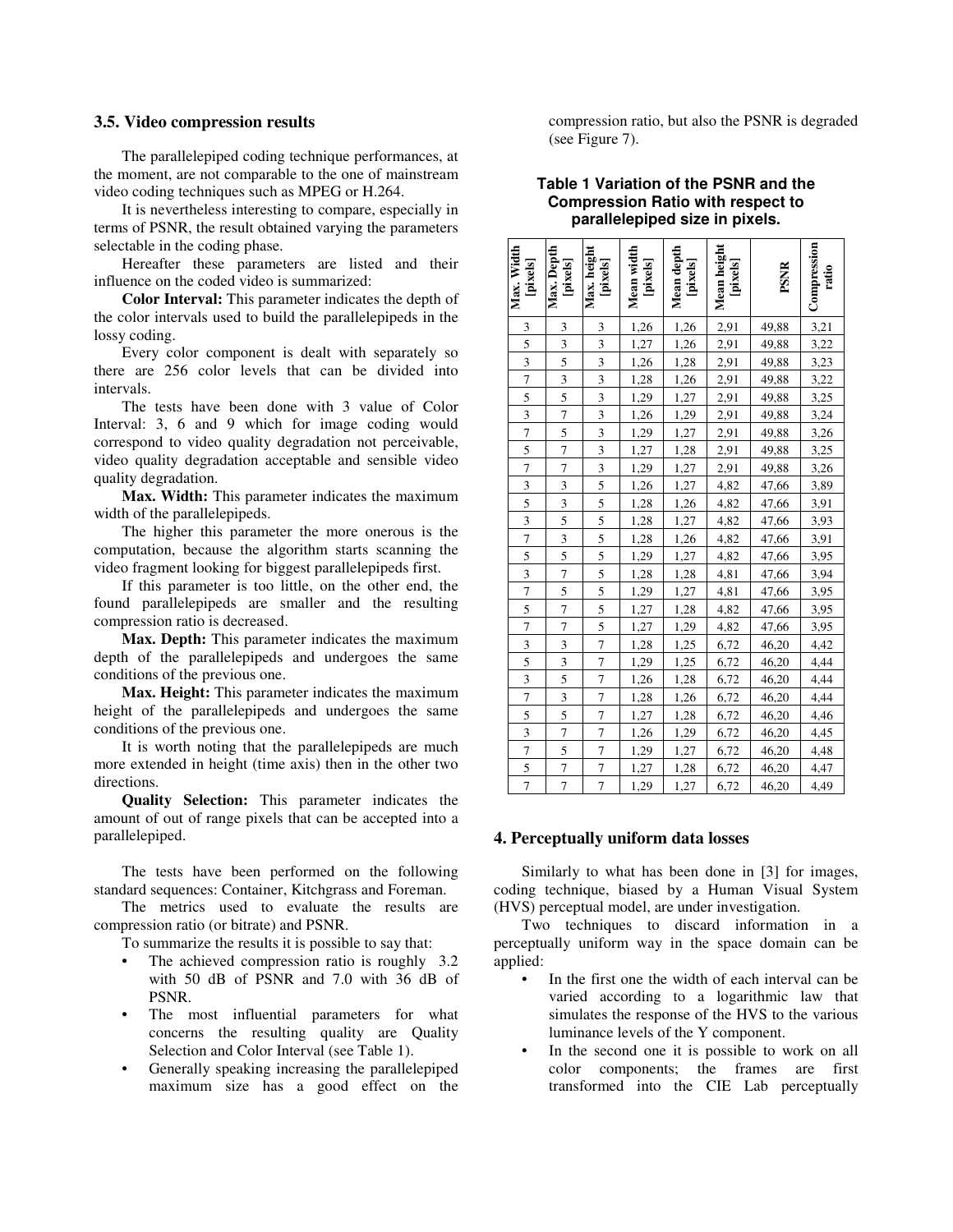### 3.5. Video compression results

The parallelepiped coding technique performances, at the moment, are not comparable to the one of mainstream video coding techniques such as MPEG or H.264.

It is nevertheless interesting to compare, especially in terms of PSNR, the result obtained varying the parameters selectable in the coding phase.

Hereafter these parameters are listed and their influence on the coded video is summarized:

**Color Interval:** This parameter indicates the depth of the color intervals used to build the parallelepipeds in the lossy coding.

Every color component is dealt with separately so there are 256 color levels that can be divided into intervals.

The tests have been done with 3 value of Color Interval: 3, 6 and 9 which for image coding would correspond to video quality degradation not perceivable, video quality degradation acceptable and sensible video quality degradation.

**Max. Width:** This parameter indicates the maximum width of the parallelepipeds.

The higher this parameter the more onerous is the computation, because the algorithm starts scanning the video fragment looking for biggest parallelepipeds first.

If this parameter is too little, on the other end, the found parallelepipeds are smaller and the resulting compression ratio is decreased.

**Max. Depth:** This parameter indicates the maximum depth of the parallelepipeds and undergoes the same conditions of the previous one.

**Max. Height:** This parameter indicates the maximum height of the parallelepipeds and undergoes the same conditions of the previous one.

It is worth noting that the parallelepipeds are much more extended in height (time axis) then in the other two directions.

**Quality Selection:** This parameter indicates the amount of out of range pixels that can be accepted into a parallelepiped.

The tests have been performed on the following standard sequences: Container, Kitchgrass and Foreman.

The metrics used to evaluate the results are compression ratio (or bitrate) and PSNR.

To summarize the results it is possible to say that:

- The achieved compression ratio is roughly 3.2 with 50 dB of PSNR and 7.0 with 36 dB of PSNR.
- The most influential parameters for what concerns the resulting quality are Quality Selection and Color Interval (see Table 1).
- Generally speaking increasing the parallelepiped maximum size has a good effect on the compression ratio, but also the PSNR is degraded (see Figure 7).

**Table 1 Variation of the PSNR and the Compression Ratio with respect to parallelepiped size in pixels.**

| Max. Width [pixels] | Max. Depth [pixels] | Max. height [pixels] | Mean width [pixels] | Mean depth [pixels] | Mean height [pixels] | PSNR | Compression ratio |
|---|---|---|---|---|---|---|---|
| 3 | 3 | 3 | 1,26 | 1,26 | 2,91 | 49,88 | 3,21 |
| 5 | 3 | 3 | 1,27 | 1,26 | 2,91 | 49,88 | 3,22 |
| 3 | 5 | 3 | 1,26 | 1,28 | 2,91 | 49,88 | 3,23 |
| 7 | 3 | 3 | 1,28 | 1,26 | 2,91 | 49,88 | 3,22 |
| 5 | 5 | 3 | 1,29 | 1,27 | 2,91 | 49,88 | 3,25 |
| 3 | 7 | 3 | 1,26 | 1,29 | 2,91 | 49,88 | 3,24 |
| 7 | 5 | 3 | 1,29 | 1,27 | 2,91 | 49,88 | 3,26 |
| 5 | 7 | 3 | 1,27 | 1,28 | 2,91 | 49,88 | 3,25 |
| 7 | 7 | 3 | 1,29 | 1,27 | 2,91 | 49,88 | 3,26 |
| 3 | 3 | 5 | 1,26 | 1,27 | 4,82 | 47,66 | 3,89 |
| 5 | 3 | 5 | 1,28 | 1,26 | 4,82 | 47,66 | 3,91 |
| 3 | 5 | 5 | 1,28 | 1,27 | 4,82 | 47,66 | 3,93 |
| 7 | 3 | 5 | 1,28 | 1,26 | 4,82 | 47,66 | 3,91 |
| 5 | 5 | 5 | 1,29 | 1,27 | 4,82 | 47,66 | 3,95 |
| 3 | 7 | 5 | 1,28 | 1,28 | 4,81 | 47,66 | 3,94 |
| 7 | 5 | 5 | 1,29 | 1,27 | 4,81 | 47,66 | 3,95 |
| 5 | 7 | 5 | 1,27 | 1,28 | 4,82 | 47,66 | 3,95 |
| 7 | 7 | 5 | 1,27 | 1,29 | 4,82 | 47,66 | 3,95 |
| 3 | 3 | 7 | 1,28 | 1,25 | 6,72 | 46,20 | 4,42 |
| 5 | 3 | 7 | 1,29 | 1,25 | 6,72 | 46,20 | 4,44 |
| 3 | 5 | 7 | 1,26 | 1,28 | 6,72 | 46,20 | 4,44 |
| 7 | 3 | 7 | 1,28 | 1,26 | 6,72 | 46,20 | 4,44 |
| 5 | 5 | 7 | 1,27 | 1,28 | 6,72 | 46,20 | 4,46 |
| 3 | 7 | 7 | 1,26 | 1,29 | 6,72 | 46,20 | 4,45 |
| 7 | 5 | 7 | 1,29 | 1,27 | 6,72 | 46,20 | 4,48 |
| 5 | 7 | 7 | 1,27 | 1,28 | 6,72 | 46,20 | 4,47 |
| 7 | 7 | 7 | 1,29 | 1,27 | 6,72 | 46,20 | 4,49 |

## 4. Perceptually uniform data losses

Similarly to what has been done in [3] for images, coding technique, biased by a Human Visual System (HVS) perceptual model, are under investigation.

Two techniques to discard information in a perceptually uniform way in the space domain can be applied:

- In the first one the width of each interval can be varied according to a logarithmic law that simulates the response of the HVS to the various luminance levels of the Y component.
- In the second one it is possible to work on all color components; the frames are first transformed into the CIE Lab perceptually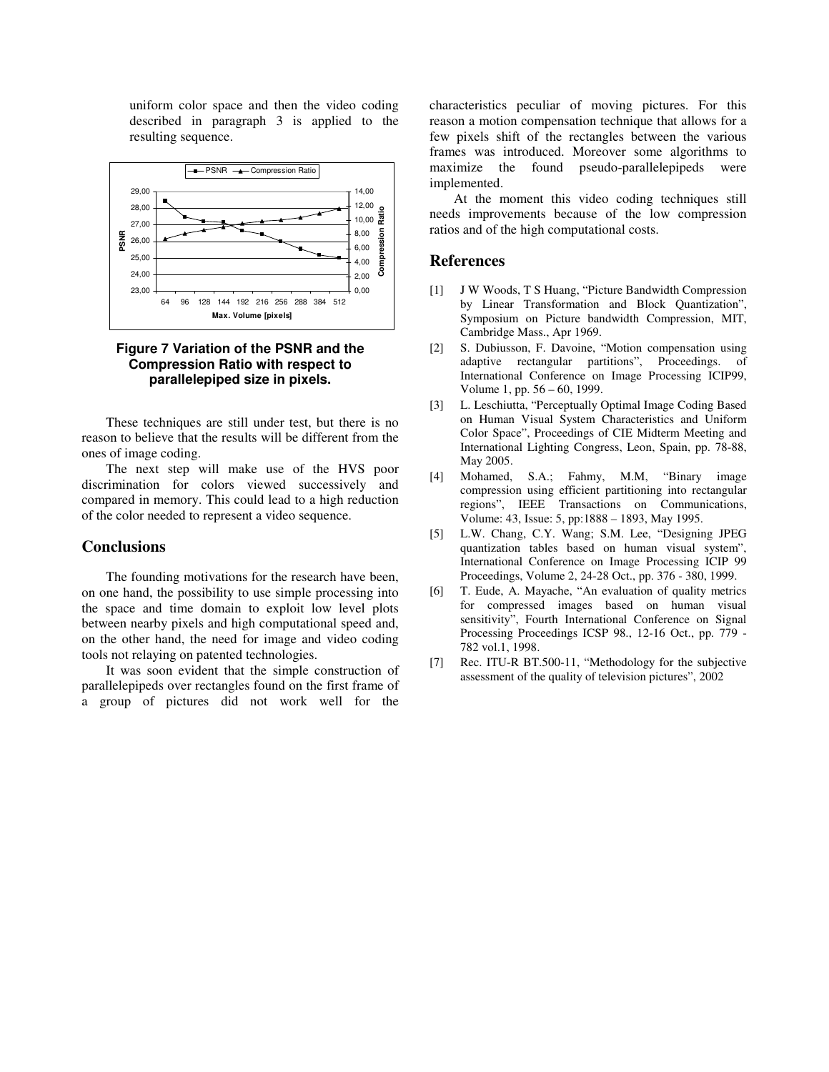uniform color space and then the video coding described in paragraph 3 is applied to the resulting sequence.

PSNR
Compression Ratio
29,00
28,00
27,00
26,00
25,00
24,00
23,00
14,00
12,00
10,00
8,00
6,00
4,00
2,00
0,00
64 96 128 144 192 216 256 288 384 512
Max. Volume [pixels]
PSNR
Compression Ratio

**Figure 7 Variation of the PSNR and the Compression Ratio with respect to parallelepiped size in pixels.**

These techniques are still under test, but there is no reason to believe that the results will be different from the ones of image coding.

The next step will make use of the HVS poor discrimination for colors viewed successively and compared in memory. This could lead to a high reduction of the color needed to represent a video sequence.

## Conclusions

The founding motivations for the research have been, on one hand, the possibility to use simple processing into the space and time domain to exploit low level plots between nearby pixels and high computational speed and, on the other hand, the need for image and video coding tools not relaying on patented technologies.

It was soon evident that the simple construction of parallelepipeds over rectangles found on the first frame of a group of pictures did not work well for the characteristics peculiar of moving pictures. For this reason a motion compensation technique that allows for a few pixels shift of the rectangles between the various frames was introduced. Moreover some algorithms to maximize the found pseudo-parallelepipeds were implemented.

At the moment this video coding techniques still needs improvements because of the low compression ratios and of the high computational costs.

## References

[1] J W Woods, T S Huang, "Picture Bandwidth Compression by Linear Transformation and Block Quantization", Symposium on Picture bandwidth Compression, MIT, Cambridge Mass., Apr 1969.

[2] S. Dubiusson, F. Davoine, "Motion compensation using adaptive rectangular partitions", Proceedings. of International Conference on Image Processing ICIP99, Volume 1, pp. 56 – 60, 1999.

[3] L. Leschiutta, "Perceptually Optimal Image Coding Based on Human Visual System Characteristics and Uniform Color Space", Proceedings of CIE Midterm Meeting and International Lighting Congress, Leon, Spain, pp. 78-88, May 2005.

[4] Mohamed, S.A.; Fahmy, M.M, "Binary image compression using efficient partitioning into rectangular regions", IEEE Transactions on Communications, Volume: 43, Issue: 5, pp:1888 – 1893, May 1995.

[5] L.W. Chang, C.Y. Wang; S.M. Lee, "Designing JPEG quantization tables based on human visual system", International Conference on Image Processing ICIP 99 Proceedings, Volume 2, 24-28 Oct., pp. 376 - 380, 1999.

[6] T. Eude, A. Mayache, "An evaluation of quality metrics for compressed images based on human visual sensitivity", Fourth International Conference on Signal Processing Proceedings ICSP 98., 12-16 Oct., pp. 779 - 782 vol.1, 1998.

[7] Rec. ITU-R BT.500-11, "Methodology for the subjective assessment of the quality of television pictures", 2002